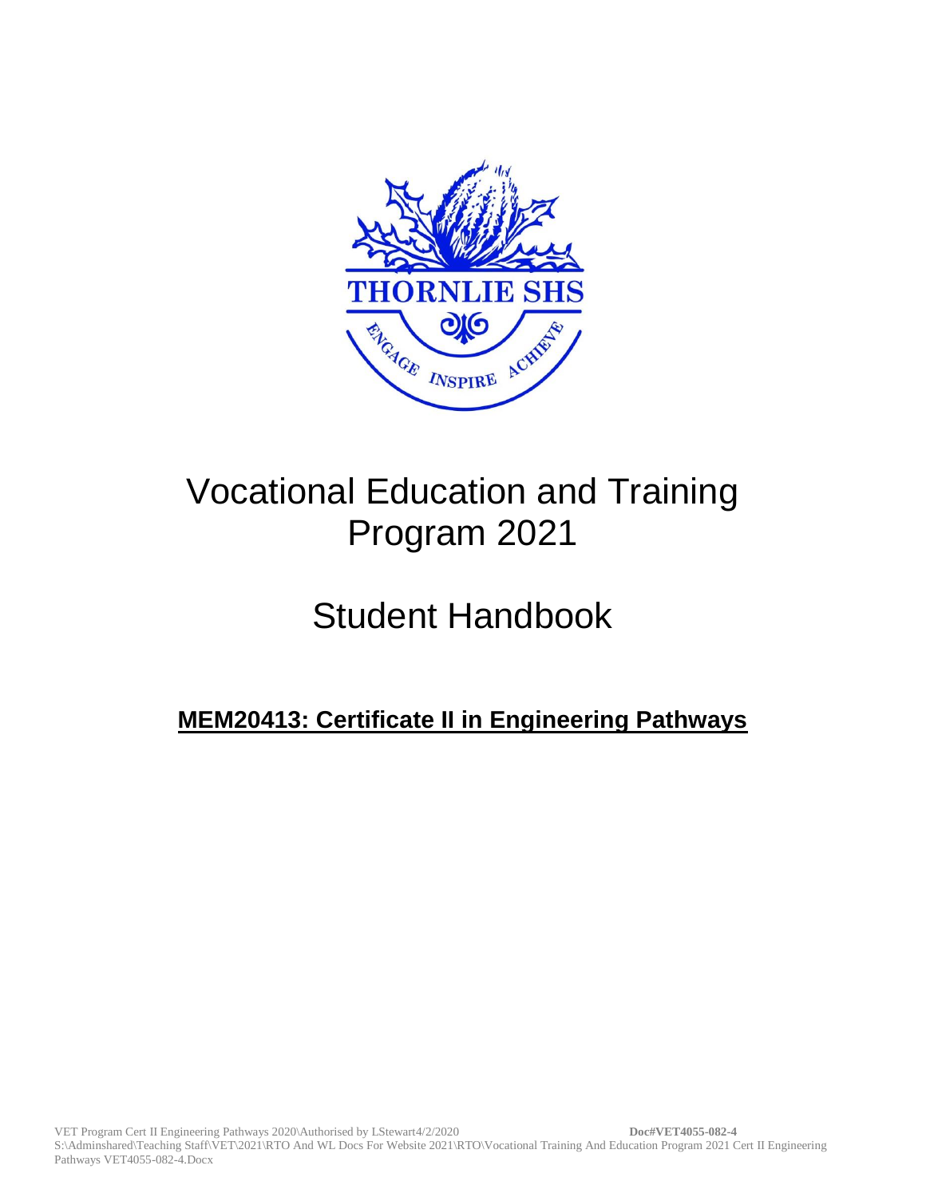THORNLIE SHS

ENGAGE INSPIRE ACHIEVE

# Vocational Education and Training Program 2021

# Student Handbook

## MEM20413: Certificate II in Engineering Pathways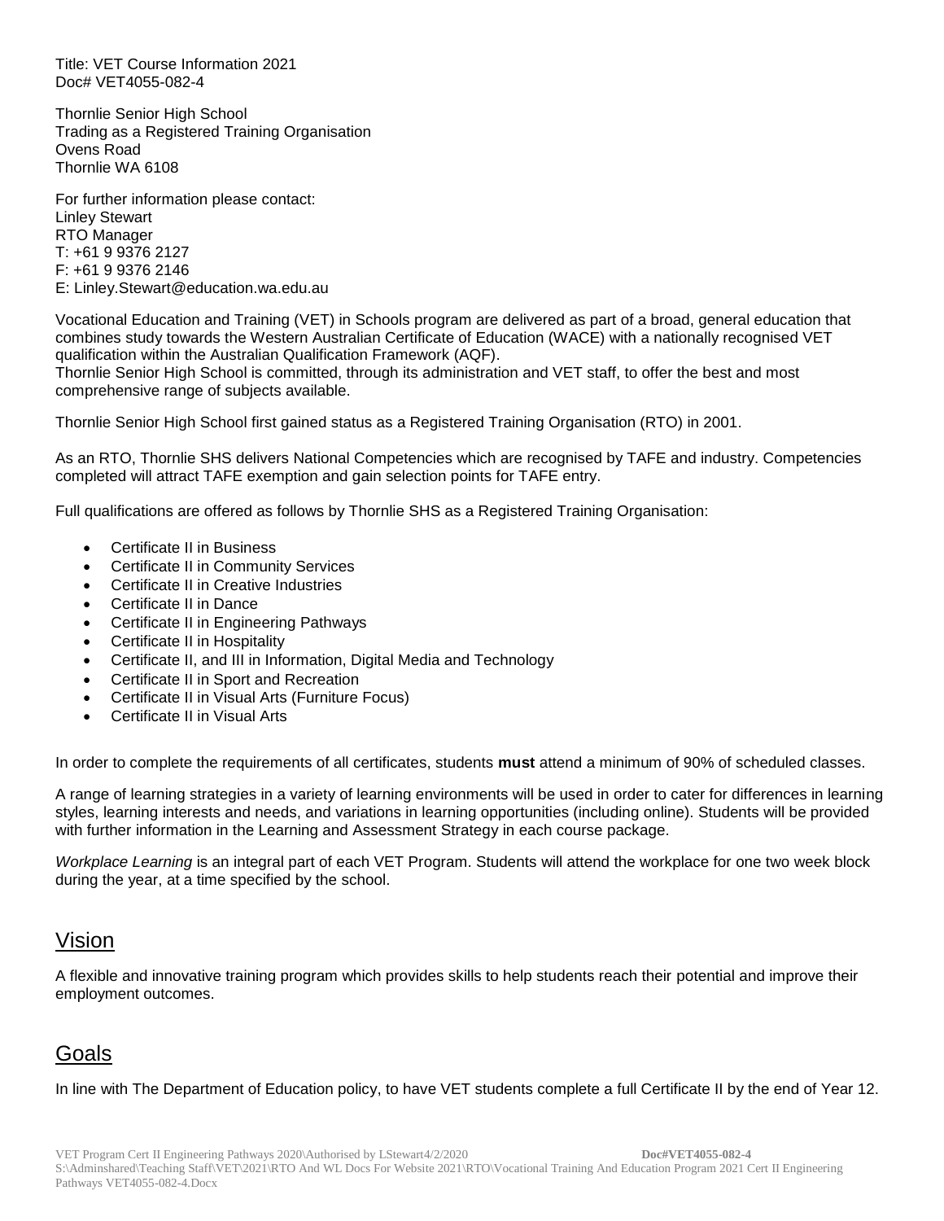Title: VET Course Information 2021
Doc# VET4055-082-4

Thornlie Senior High School
Trading as a Registered Training Organisation
Ovens Road
Thornlie WA 6108

For further information please contact:
Linley Stewart
RTO Manager
T: +61 9 9376 2127
F: +61 9 9376 2146
E: Linley.Stewart@education.wa.edu.au

Vocational Education and Training (VET) in Schools program are delivered as part of a broad, general education that combines study towards the Western Australian Certificate of Education (WACE) with a nationally recognised VET qualification within the Australian Qualification Framework (AQF).
Thornlie Senior High School is committed, through its administration and VET staff, to offer the best and most comprehensive range of subjects available.

Thornlie Senior High School first gained status as a Registered Training Organisation (RTO) in 2001.

As an RTO, Thornlie SHS delivers National Competencies which are recognised by TAFE and industry. Competencies completed will attract TAFE exemption and gain selection points for TAFE entry.

Full qualifications are offered as follows by Thornlie SHS as a Registered Training Organisation:

- Certificate II in Business
- Certificate II in Community Services
- Certificate II in Creative Industries
- Certificate II in Dance
- Certificate II in Engineering Pathways
- Certificate II in Hospitality
- Certificate II, and III in Information, Digital Media and Technology
- Certificate II in Sport and Recreation
- Certificate II in Visual Arts (Furniture Focus)
- Certificate II in Visual Arts

In order to complete the requirements of all certificates, students **must** attend a minimum of 90% of scheduled classes.

A range of learning strategies in a variety of learning environments will be used in order to cater for differences in learning styles, learning interests and needs, and variations in learning opportunities (including online). Students will be provided with further information in the Learning and Assessment Strategy in each course package.

*Workplace Learning* is an integral part of each VET Program. Students will attend the workplace for one two week block during the year, at a time specified by the school.

## Vision

A flexible and innovative training program which provides skills to help students reach their potential and improve their employment outcomes.

## Goals

In line with The Department of Education policy, to have VET students complete a full Certificate II by the end of Year 12.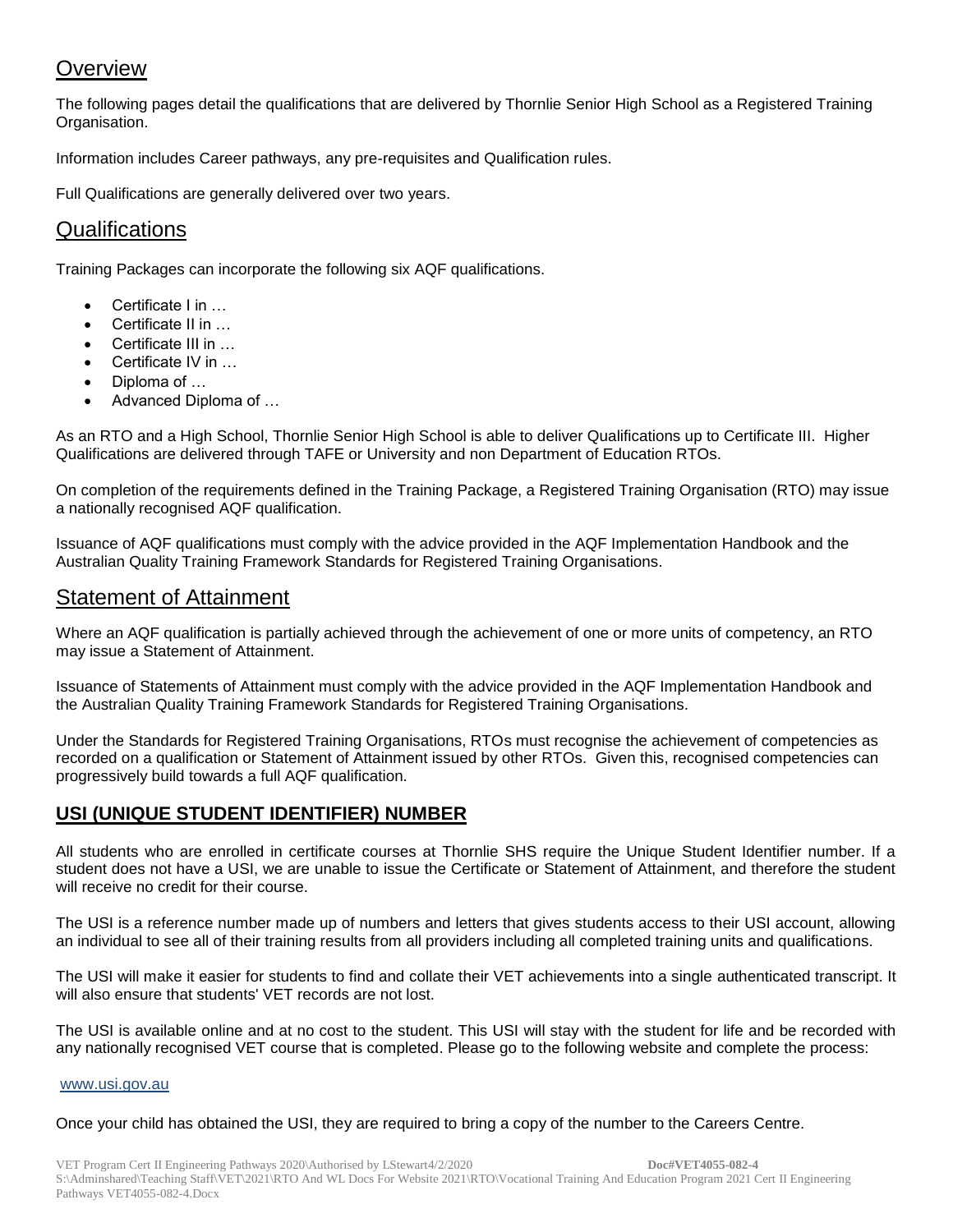## Overview

The following pages detail the qualifications that are delivered by Thornlie Senior High School as a Registered Training Organisation.

Information includes Career pathways, any pre-requisites and Qualification rules.

Full Qualifications are generally delivered over two years.

## Qualifications

Training Packages can incorporate the following six AQF qualifications.

- Certificate I in …
- Certificate II in …
- Certificate III in …
- Certificate IV in …
- Diploma of …
- Advanced Diploma of …

As an RTO and a High School, Thornlie Senior High School is able to deliver Qualifications up to Certificate III. Higher Qualifications are delivered through TAFE or University and non Department of Education RTOs.

On completion of the requirements defined in the Training Package, a Registered Training Organisation (RTO) may issue a nationally recognised AQF qualification.

Issuance of AQF qualifications must comply with the advice provided in the AQF Implementation Handbook and the Australian Quality Training Framework Standards for Registered Training Organisations.

## Statement of Attainment

Where an AQF qualification is partially achieved through the achievement of one or more units of competency, an RTO may issue a Statement of Attainment.

Issuance of Statements of Attainment must comply with the advice provided in the AQF Implementation Handbook and the Australian Quality Training Framework Standards for Registered Training Organisations.

Under the Standards for Registered Training Organisations, RTOs must recognise the achievement of competencies as recorded on a qualification or Statement of Attainment issued by other RTOs. Given this, recognised competencies can progressively build towards a full AQF qualification.

### USI (UNIQUE STUDENT IDENTIFIER) NUMBER

All students who are enrolled in certificate courses at Thornlie SHS require the Unique Student Identifier number. If a student does not have a USI, we are unable to issue the Certificate or Statement of Attainment, and therefore the student will receive no credit for their course.

The USI is a reference number made up of numbers and letters that gives students access to their USI account, allowing an individual to see all of their training results from all providers including all completed training units and qualifications.

The USI will make it easier for students to find and collate their VET achievements into a single authenticated transcript. It will also ensure that students' VET records are not lost.

The USI is available online and at no cost to the student. This USI will stay with the student for life and be recorded with any nationally recognised VET course that is completed. Please go to the following website and complete the process:

www.usi.gov.au

Once your child has obtained the USI, they are required to bring a copy of the number to the Careers Centre.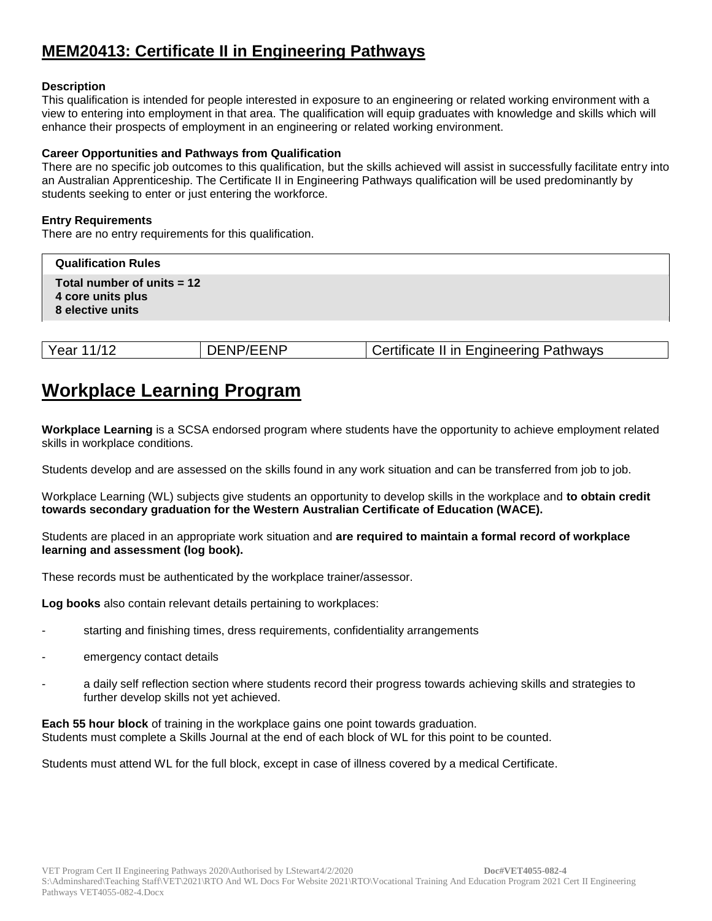## MEM20413: Certificate II in Engineering Pathways

**Description**
This qualification is intended for people interested in exposure to an engineering or related working environment with a view to entering into employment in that area. The qualification will equip graduates with knowledge and skills which will enhance their prospects of employment in an engineering or related working environment.

**Career Opportunities and Pathways from Qualification**
There are no specific job outcomes to this qualification, but the skills achieved will assist in successfully facilitate entry into an Australian Apprenticeship. The Certificate II in Engineering Pathways qualification will be used predominantly by students seeking to enter or just entering the workforce.

**Entry Requirements**
There are no entry requirements for this qualification.

| Qualification Rules |
| --- |
| **Total number of units = 12**<br>**4 core units plus**<br>**8 elective units** |

| Year 11/12 | DENP/EENP | Certificate II in Engineering Pathways |
| --- | --- | --- |

## Workplace Learning Program

**Workplace Learning** is a SCSA endorsed program where students have the opportunity to achieve employment related skills in workplace conditions.

Students develop and are assessed on the skills found in any work situation and can be transferred from job to job.

Workplace Learning (WL) subjects give students an opportunity to develop skills in the workplace and **to obtain credit towards secondary graduation for the Western Australian Certificate of Education (WACE).**

Students are placed in an appropriate work situation and **are required to maintain a formal record of workplace learning and assessment (log book).**

These records must be authenticated by the workplace trainer/assessor.

**Log books** also contain relevant details pertaining to workplaces:

- starting and finishing times, dress requirements, confidentiality arrangements
- emergency contact details
- a daily self reflection section where students record their progress towards achieving skills and strategies to further develop skills not yet achieved.

**Each 55 hour block** of training in the workplace gains one point towards graduation.
Students must complete a Skills Journal at the end of each block of WL for this point to be counted.

Students must attend WL for the full block, except in case of illness covered by a medical Certificate.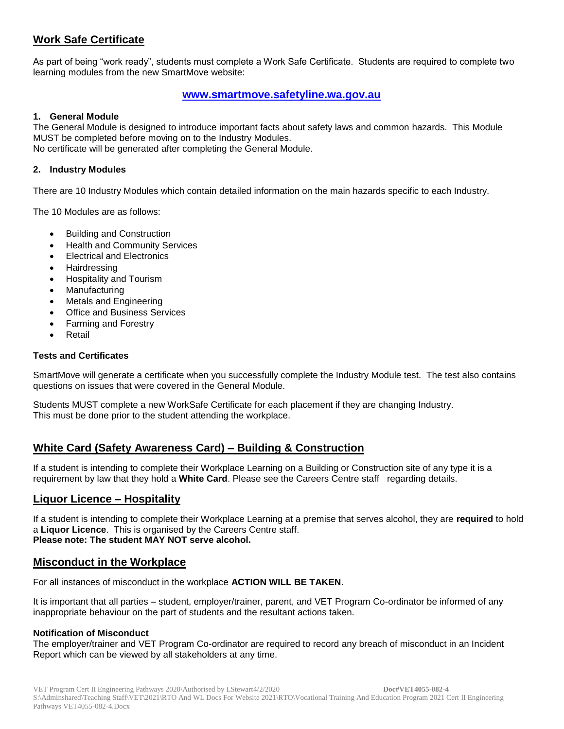## Work Safe Certificate

As part of being "work ready", students must complete a Work Safe Certificate. Students are required to complete two learning modules from the new SmartMove website:

**www.smartmove.safetyline.wa.gov.au**

**1. General Module**

The General Module is designed to introduce important facts about safety laws and common hazards. This Module MUST be completed before moving on to the Industry Modules.
No certificate will be generated after completing the General Module.

**2. Industry Modules**

There are 10 Industry Modules which contain detailed information on the main hazards specific to each Industry.

The 10 Modules are as follows:

- Building and Construction
- Health and Community Services
- Electrical and Electronics
- Hairdressing
- Hospitality and Tourism
- Manufacturing
- Metals and Engineering
- Office and Business Services
- Farming and Forestry
- Retail

**Tests and Certificates**

SmartMove will generate a certificate when you successfully complete the Industry Module test. The test also contains questions on issues that were covered in the General Module.

Students MUST complete a new WorkSafe Certificate for each placement if they are changing Industry.
This must be done prior to the student attending the workplace.

## White Card (Safety Awareness Card) – Building & Construction

If a student is intending to complete their Workplace Learning on a Building or Construction site of any type it is a requirement by law that they hold a **White Card**. Please see the Careers Centre staff regarding details.

## Liquor Licence – Hospitality

If a student is intending to complete their Workplace Learning at a premise that serves alcohol, they are **required** to hold a **Liquor Licence**. This is organised by the Careers Centre staff.
**Please note: The student MAY NOT serve alcohol.**

## Misconduct in the Workplace

For all instances of misconduct in the workplace **ACTION WILL BE TAKEN**.

It is important that all parties – student, employer/trainer, parent, and VET Program Co-ordinator be informed of any inappropriate behaviour on the part of students and the resultant actions taken.

**Notification of Misconduct**

The employer/trainer and VET Program Co-ordinator are required to record any breach of misconduct in an Incident Report which can be viewed by all stakeholders at any time.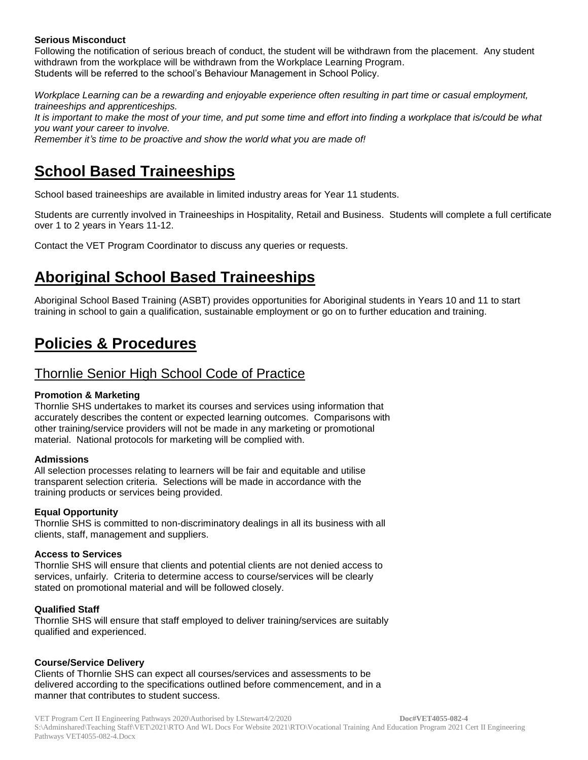**Serious Misconduct**

Following the notification of serious breach of conduct, the student will be withdrawn from the placement. Any student withdrawn from the workplace will be withdrawn from the Workplace Learning Program.
Students will be referred to the school's Behaviour Management in School Policy.

*Workplace Learning can be a rewarding and enjoyable experience often resulting in part time or casual employment, traineeships and apprenticeships.*
*It is important to make the most of your time, and put some time and effort into finding a workplace that is/could be what you want your career to involve.*
*Remember it's time to be proactive and show the world what you are made of!*

# School Based Traineeships

School based traineeships are available in limited industry areas for Year 11 students.

Students are currently involved in Traineeships in Hospitality, Retail and Business. Students will complete a full certificate over 1 to 2 years in Years 11-12.

Contact the VET Program Coordinator to discuss any queries or requests.

# Aboriginal School Based Traineeships

Aboriginal School Based Training (ASBT) provides opportunities for Aboriginal students in Years 10 and 11 to start training in school to gain a qualification, sustainable employment or go on to further education and training.

# Policies & Procedures

## Thornlie Senior High School Code of Practice

**Promotion & Marketing**

Thornlie SHS undertakes to market its courses and services using information that accurately describes the content or expected learning outcomes. Comparisons with other training/service providers will not be made in any marketing or promotional material. National protocols for marketing will be complied with.

**Admissions**

All selection processes relating to learners will be fair and equitable and utilise transparent selection criteria. Selections will be made in accordance with the training products or services being provided.

**Equal Opportunity**

Thornlie SHS is committed to non-discriminatory dealings in all its business with all clients, staff, management and suppliers.

**Access to Services**

Thornlie SHS will ensure that clients and potential clients are not denied access to services, unfairly. Criteria to determine access to course/services will be clearly stated on promotional material and will be followed closely.

**Qualified Staff**

Thornlie SHS will ensure that staff employed to deliver training/services are suitably qualified and experienced.

**Course/Service Delivery**

Clients of Thornlie SHS can expect all courses/services and assessments to be delivered according to the specifications outlined before commencement, and in a manner that contributes to student success.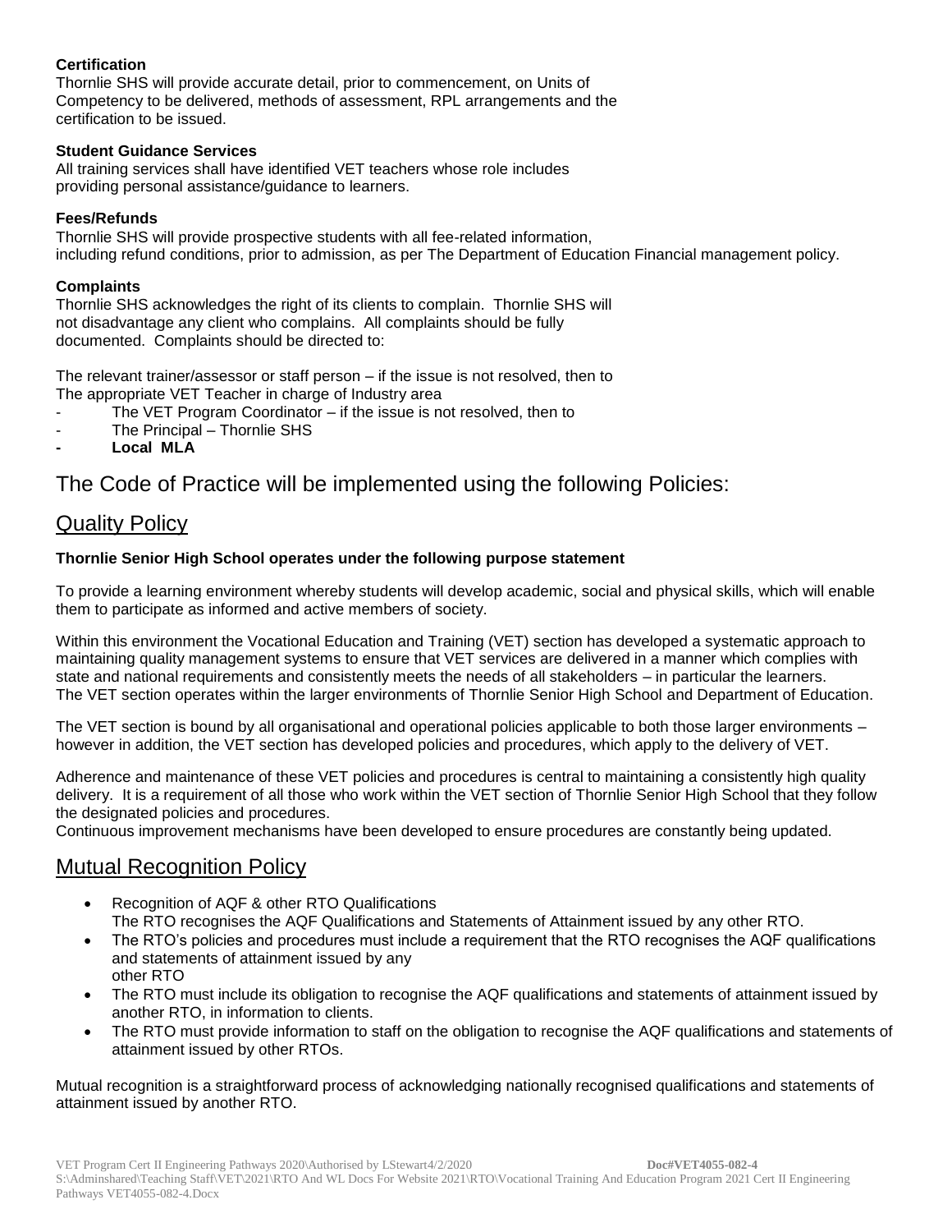**Certification**
Thornlie SHS will provide accurate detail, prior to commencement, on Units of Competency to be delivered, methods of assessment, RPL arrangements and the certification to be issued.

**Student Guidance Services**
All training services shall have identified VET teachers whose role includes providing personal assistance/guidance to learners.

**Fees/Refunds**
Thornlie SHS will provide prospective students with all fee-related information, including refund conditions, prior to admission, as per The Department of Education Financial management policy.

**Complaints**
Thornlie SHS acknowledges the right of its clients to complain. Thornlie SHS will not disadvantage any client who complains. All complaints should be fully documented. Complaints should be directed to:

The relevant trainer/assessor or staff person – if the issue is not resolved, then to
The appropriate VET Teacher in charge of Industry area

- The VET Program Coordinator – if the issue is not resolved, then to
- The Principal – Thornlie SHS
- **Local MLA**

## The Code of Practice will be implemented using the following Policies:

## Quality Policy

**Thornlie Senior High School operates under the following purpose statement**

To provide a learning environment whereby students will develop academic, social and physical skills, which will enable them to participate as informed and active members of society.

Within this environment the Vocational Education and Training (VET) section has developed a systematic approach to maintaining quality management systems to ensure that VET services are delivered in a manner which complies with state and national requirements and consistently meets the needs of all stakeholders – in particular the learners.
The VET section operates within the larger environments of Thornlie Senior High School and Department of Education.

The VET section is bound by all organisational and operational policies applicable to both those larger environments – however in addition, the VET section has developed policies and procedures, which apply to the delivery of VET.

Adherence and maintenance of these VET policies and procedures is central to maintaining a consistently high quality delivery. It is a requirement of all those who work within the VET section of Thornlie Senior High School that they follow the designated policies and procedures.
Continuous improvement mechanisms have been developed to ensure procedures are constantly being updated.

## Mutual Recognition Policy

- Recognition of AQF & other RTO Qualifications
  The RTO recognises the AQF Qualifications and Statements of Attainment issued by any other RTO.
- The RTO's policies and procedures must include a requirement that the RTO recognises the AQF qualifications and statements of attainment issued by any other RTO
- The RTO must include its obligation to recognise the AQF qualifications and statements of attainment issued by another RTO, in information to clients.
- The RTO must provide information to staff on the obligation to recognise the AQF qualifications and statements of attainment issued by other RTOs.

Mutual recognition is a straightforward process of acknowledging nationally recognised qualifications and statements of attainment issued by another RTO.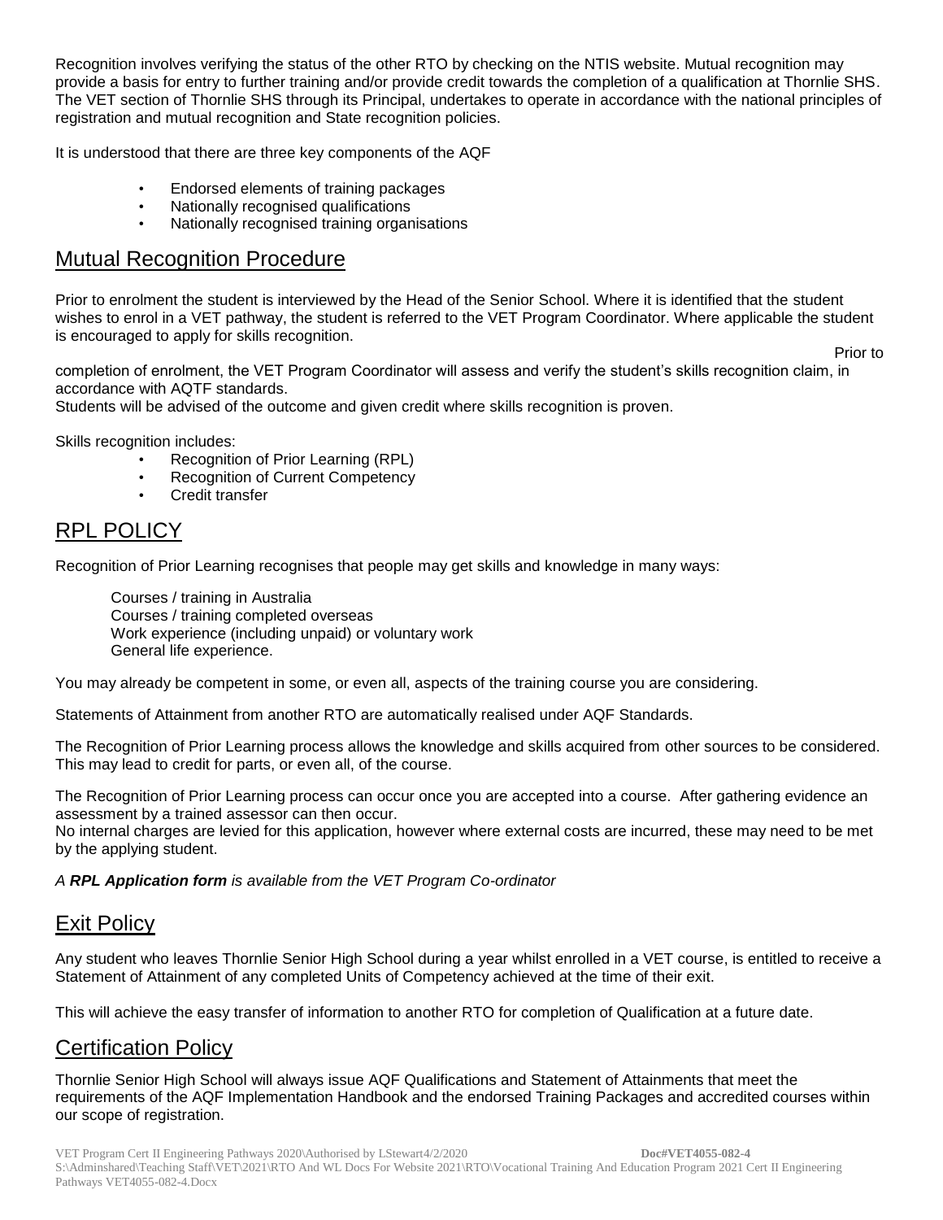Recognition involves verifying the status of the other RTO by checking on the NTIS website. Mutual recognition may provide a basis for entry to further training and/or provide credit towards the completion of a qualification at Thornlie SHS. The VET section of Thornlie SHS through its Principal, undertakes to operate in accordance with the national principles of registration and mutual recognition and State recognition policies.

It is understood that there are three key components of the AQF

- Endorsed elements of training packages
- Nationally recognised qualifications
- Nationally recognised training organisations

## Mutual Recognition Procedure

Prior to enrolment the student is interviewed by the Head of the Senior School. Where it is identified that the student wishes to enrol in a VET pathway, the student is referred to the VET Program Coordinator. Where applicable the student is encouraged to apply for skills recognition.

Prior to completion of enrolment, the VET Program Coordinator will assess and verify the student's skills recognition claim, in accordance with AQTF standards.
Students will be advised of the outcome and given credit where skills recognition is proven.

Skills recognition includes:

- Recognition of Prior Learning (RPL)
- Recognition of Current Competency
- Credit transfer

## RPL POLICY

Recognition of Prior Learning recognises that people may get skills and knowledge in many ways:

Courses / training in Australia
Courses / training completed overseas
Work experience (including unpaid) or voluntary work
General life experience.

You may already be competent in some, or even all, aspects of the training course you are considering.

Statements of Attainment from another RTO are automatically realised under AQF Standards.

The Recognition of Prior Learning process allows the knowledge and skills acquired from other sources to be considered. This may lead to credit for parts, or even all, of the course.

The Recognition of Prior Learning process can occur once you are accepted into a course. After gathering evidence an assessment by a trained assessor can then occur.
No internal charges are levied for this application, however where external costs are incurred, these may need to be met by the applying student.

*A **RPL Application form** is available from the VET Program Co-ordinator*

## Exit Policy

Any student who leaves Thornlie Senior High School during a year whilst enrolled in a VET course, is entitled to receive a Statement of Attainment of any completed Units of Competency achieved at the time of their exit.

This will achieve the easy transfer of information to another RTO for completion of Qualification at a future date.

## Certification Policy

Thornlie Senior High School will always issue AQF Qualifications and Statement of Attainments that meet the requirements of the AQF Implementation Handbook and the endorsed Training Packages and accredited courses within our scope of registration.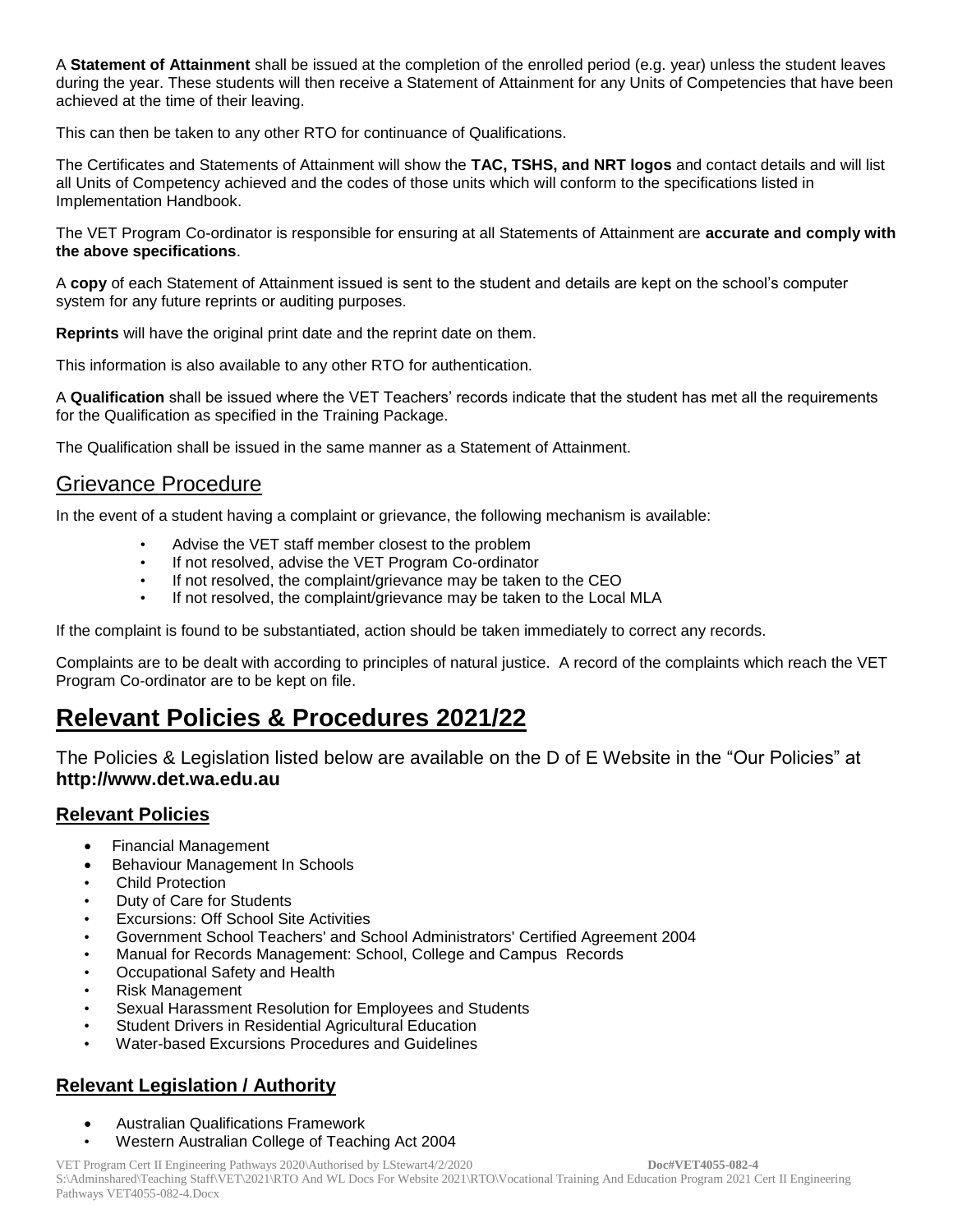A **Statement of Attainment** shall be issued at the completion of the enrolled period (e.g. year) unless the student leaves during the year. These students will then receive a Statement of Attainment for any Units of Competencies that have been achieved at the time of their leaving.

This can then be taken to any other RTO for continuance of Qualifications.

The Certificates and Statements of Attainment will show the **TAC, TSHS, and NRT logos** and contact details and will list all Units of Competency achieved and the codes of those units which will conform to the specifications listed in Implementation Handbook.

The VET Program Co-ordinator is responsible for ensuring at all Statements of Attainment are **accurate and comply with the above specifications**.

A **copy** of each Statement of Attainment issued is sent to the student and details are kept on the school's computer system for any future reprints or auditing purposes.

**Reprints** will have the original print date and the reprint date on them.

This information is also available to any other RTO for authentication.

A **Qualification** shall be issued where the VET Teachers' records indicate that the student has met all the requirements for the Qualification as specified in the Training Package.

The Qualification shall be issued in the same manner as a Statement of Attainment.

## Grievance Procedure

In the event of a student having a complaint or grievance, the following mechanism is available:

- Advise the VET staff member closest to the problem
- If not resolved, advise the VET Program Co-ordinator
- If not resolved, the complaint/grievance may be taken to the CEO
- If not resolved, the complaint/grievance may be taken to the Local MLA

If the complaint is found to be substantiated, action should be taken immediately to correct any records.

Complaints are to be dealt with according to principles of natural justice. A record of the complaints which reach the VET Program Co-ordinator are to be kept on file.

# Relevant Policies & Procedures 2021/22

The Policies & Legislation listed below are available on the D of E Website in the "Our Policies" at **http://www.det.wa.edu.au**

### Relevant Policies

- Financial Management
- Behaviour Management In Schools
- Child Protection
- Duty of Care for Students
- Excursions: Off School Site Activities
- Government School Teachers' and School Administrators' Certified Agreement 2004
- Manual for Records Management: School, College and Campus Records
- Occupational Safety and Health
- Risk Management
- Sexual Harassment Resolution for Employees and Students
- Student Drivers in Residential Agricultural Education
- Water-based Excursions Procedures and Guidelines

### Relevant Legislation / Authority

- Australian Qualifications Framework
- Western Australian College of Teaching Act 2004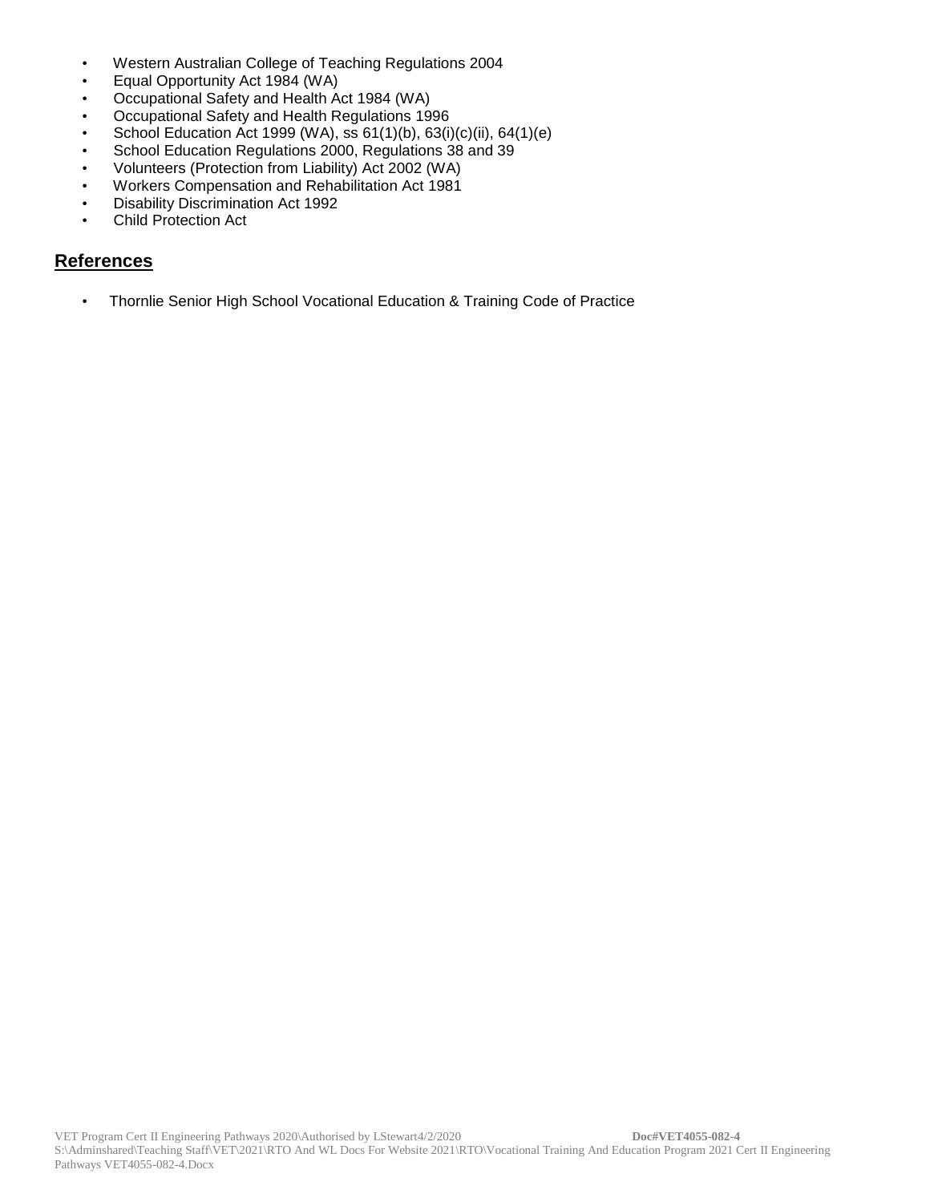- Western Australian College of Teaching Regulations 2004
- Equal Opportunity Act 1984 (WA)
- Occupational Safety and Health Act 1984 (WA)
- Occupational Safety and Health Regulations 1996
- School Education Act 1999 (WA), ss 61(1)(b), 63(i)(c)(ii), 64(1)(e)
- School Education Regulations 2000, Regulations 38 and 39
- Volunteers (Protection from Liability) Act 2002 (WA)
- Workers Compensation and Rehabilitation Act 1981
- Disability Discrimination Act 1992
- Child Protection Act

## References

- Thornlie Senior High School Vocational Education & Training Code of Practice